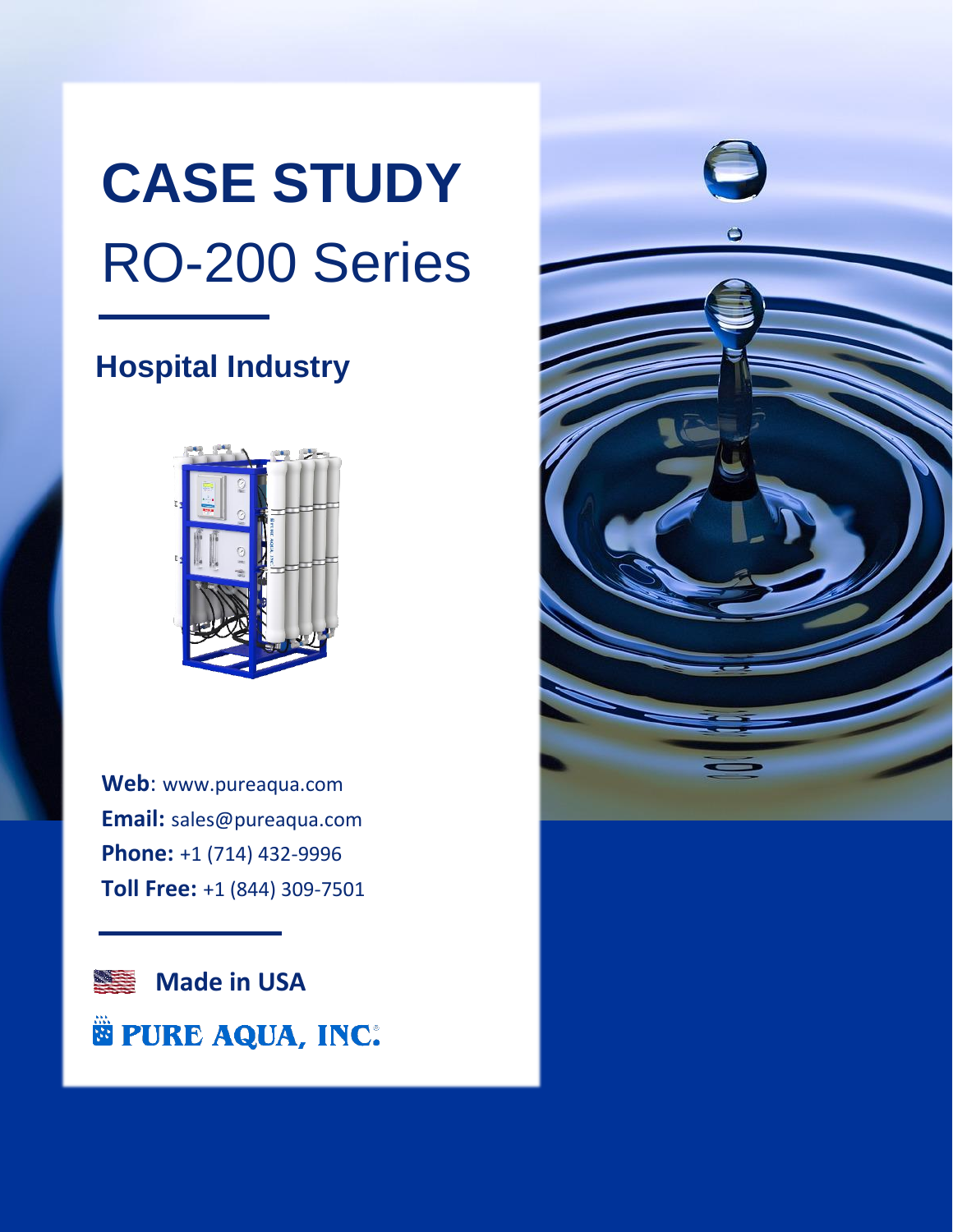# CASE STUDY

RO-200 Series

## Hospital Industry

**Web**: www.pureaqua.com

**Email:** sales@pureaqua.com

**Phone:** +1 (714) 432-9996

**Toll Free:** +1 (844) 309-7501

**Made in USA**

**PURE AQUA, INC.**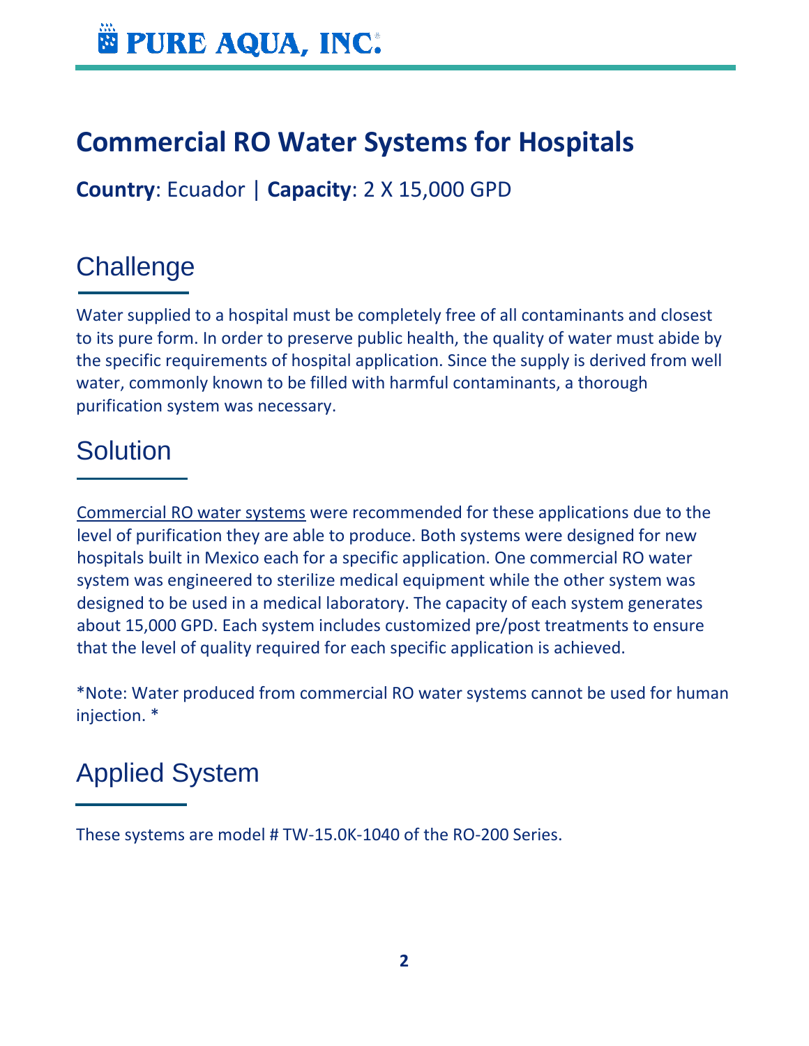# Commercial RO Water Systems for Hospitals

**Country**: Ecuador | **Capacity**: 2 X 15,000 GPD

## Challenge

Water supplied to a hospital must be completely free of all contaminants and closest to its pure form. In order to preserve public health, the quality of water must abide by the specific requirements of hospital application. Since the supply is derived from well water, commonly known to be filled with harmful contaminants, a thorough purification system was necessary.

## Solution

Commercial RO water systems were recommended for these applications due to the level of purification they are able to produce. Both systems were designed for new hospitals built in Mexico each for a specific application. One commercial RO water system was engineered to sterilize medical equipment while the other system was designed to be used in a medical laboratory. The capacity of each system generates about 15,000 GPD. Each system includes customized pre/post treatments to ensure that the level of quality required for each specific application is achieved.

*Note: Water produced from commercial RO water systems cannot be used for human injection. *

## Applied System

These systems are model # TW-15.0K-1040 of the RO-200 Series.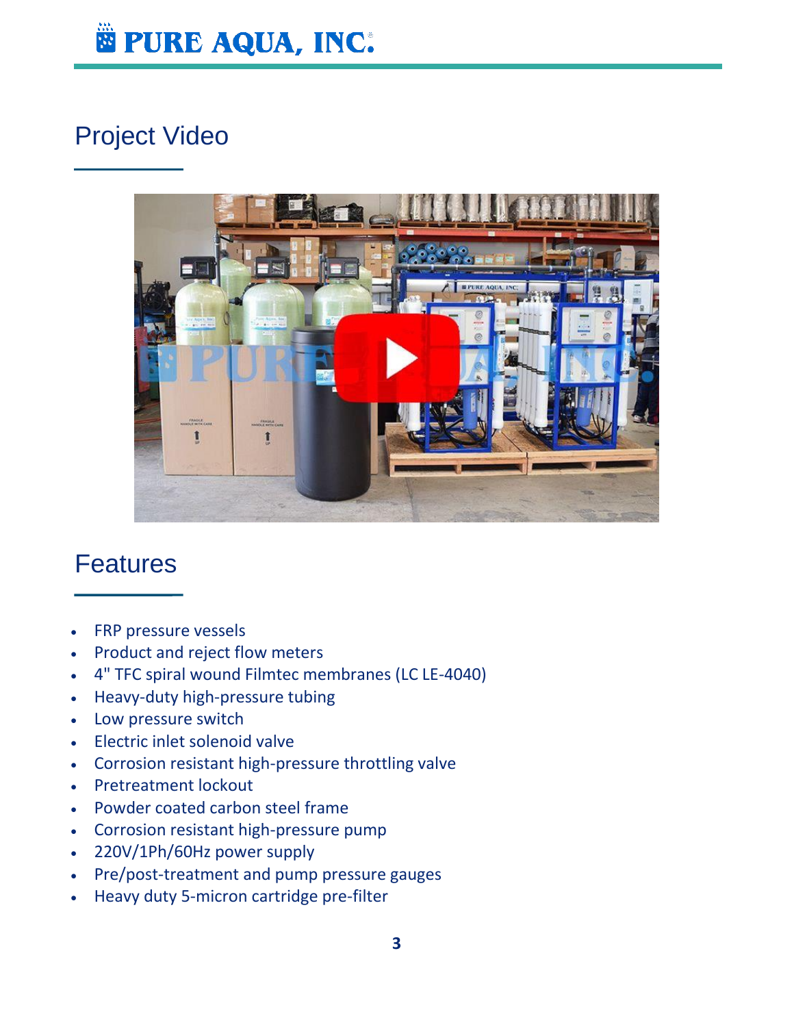## Project Video

## Features

- FRP pressure vessels
- Product and reject flow meters
- 4" TFC spiral wound Filmtec membranes (LC LE-4040)
- Heavy-duty high-pressure tubing
- Low pressure switch
- Electric inlet solenoid valve
- Corrosion resistant high-pressure throttling valve
- Pretreatment lockout
- Powder coated carbon steel frame
- Corrosion resistant high-pressure pump
- 220V/1Ph/60Hz power supply
- Pre/post-treatment and pump pressure gauges
- Heavy duty 5-micron cartridge pre-filter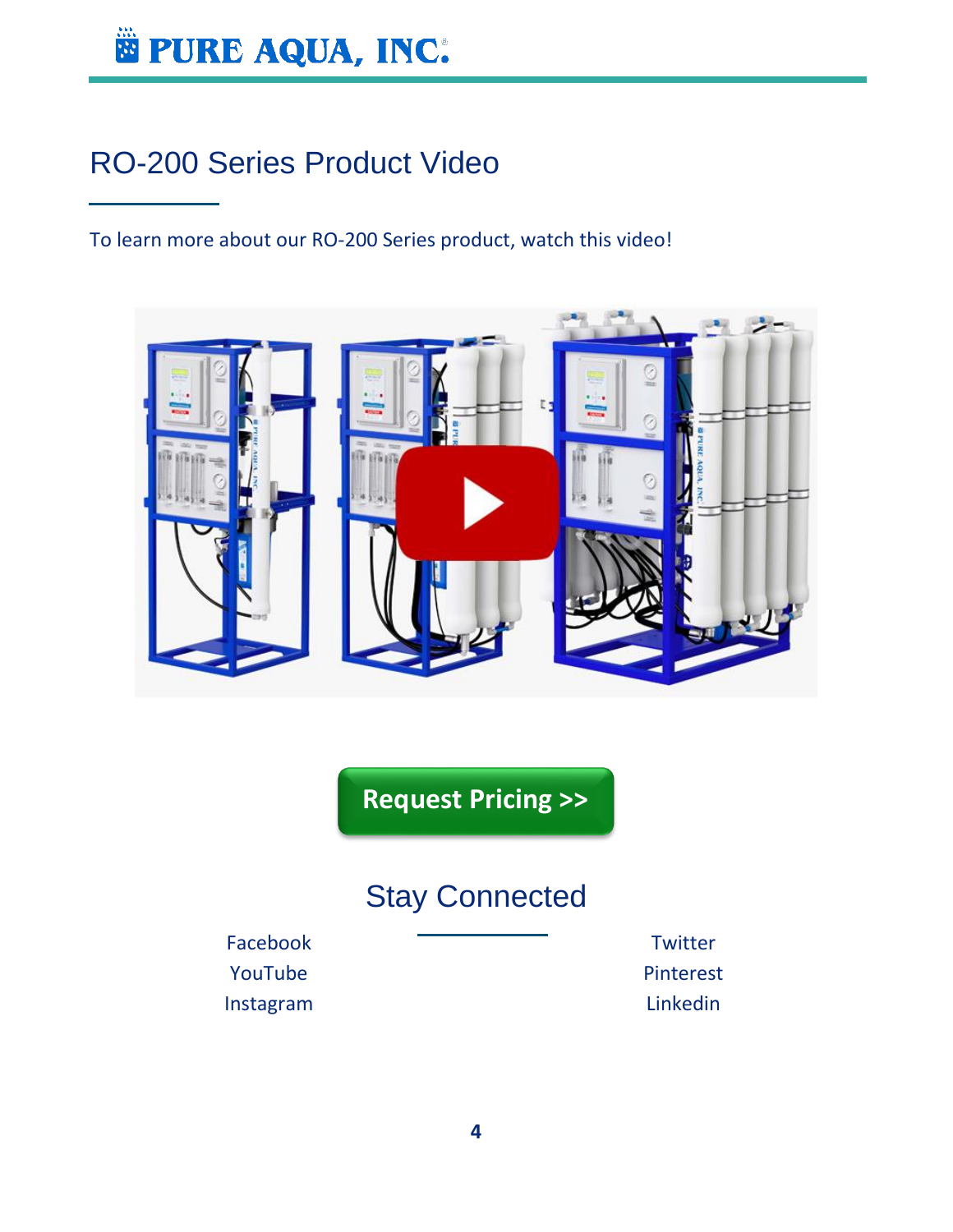# RO-200 Series Product Video

To learn more about our RO-200 Series product, watch this video!

**Request Pricing >>**

## Stay Connected

Facebook
YouTube
Instagram

Twitter
Pinterest
Linkedin